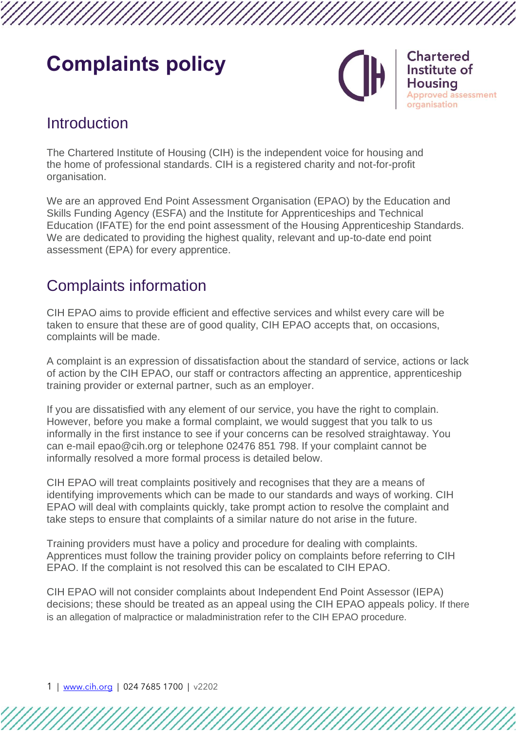# Complaints policy

Chartered Institute of Housing
Approved assessment organisation

## Introduction

The Chartered Institute of Housing (CIH) is the independent voice for housing and the home of professional standards. CIH is a registered charity and not-for-profit organisation.

We are an approved End Point Assessment Organisation (EPAO) by the Education and Skills Funding Agency (ESFA) and the Institute for Apprenticeships and Technical Education (IFATE) for the end point assessment of the Housing Apprenticeship Standards. We are dedicated to providing the highest quality, relevant and up-to-date end point assessment (EPA) for every apprentice.

## Complaints information

CIH EPAO aims to provide efficient and effective services and whilst every care will be taken to ensure that these are of good quality, CIH EPAO accepts that, on occasions, complaints will be made.

A complaint is an expression of dissatisfaction about the standard of service, actions or lack of action by the CIH EPAO, our staff or contractors affecting an apprentice, apprenticeship training provider or external partner, such as an employer.

If you are dissatisfied with any element of our service, you have the right to complain. However, before you make a formal complaint, we would suggest that you talk to us informally in the first instance to see if your concerns can be resolved straightaway. You can e-mail epao@cih.org or telephone 02476 851 798. If your complaint cannot be informally resolved a more formal process is detailed below.

CIH EPAO will treat complaints positively and recognises that they are a means of identifying improvements which can be made to our standards and ways of working. CIH EPAO will deal with complaints quickly, take prompt action to resolve the complaint and take steps to ensure that complaints of a similar nature do not arise in the future.

Training providers must have a policy and procedure for dealing with complaints. Apprentices must follow the training provider policy on complaints before referring to CIH EPAO. If the complaint is not resolved this can be escalated to CIH EPAO.

CIH EPAO will not consider complaints about Independent End Point Assessor (IEPA) decisions; these should be treated as an appeal using the CIH EPAO appeals policy. If there is an allegation of malpractice or maladministration refer to the CIH EPAO procedure.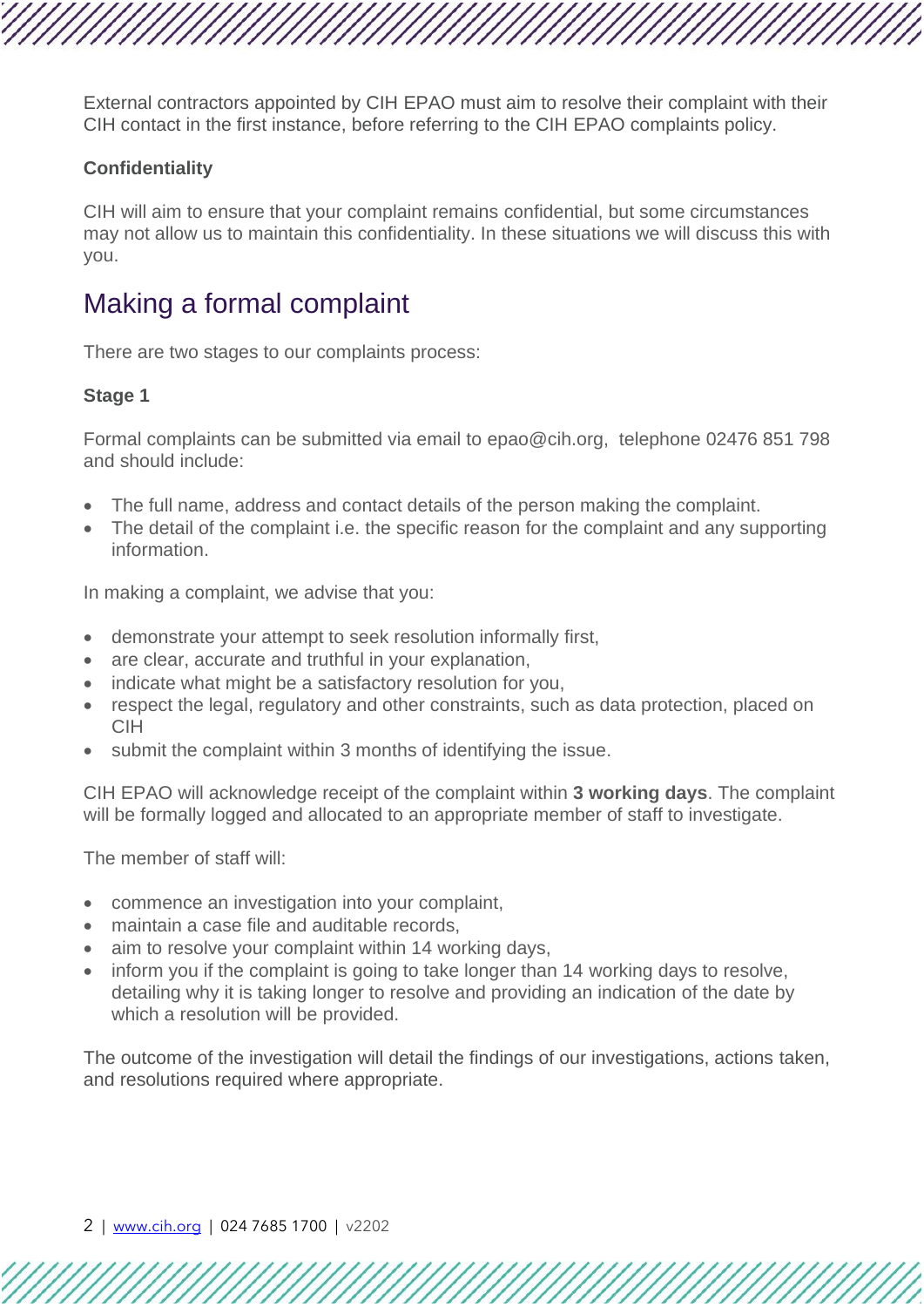External contractors appointed by CIH EPAO must aim to resolve their complaint with their CIH contact in the first instance, before referring to the CIH EPAO complaints policy.

**Confidentiality**

CIH will aim to ensure that your complaint remains confidential, but some circumstances may not allow us to maintain this confidentiality. In these situations we will discuss this with you.

## Making a formal complaint

There are two stages to our complaints process:

**Stage 1**

Formal complaints can be submitted via email to epao@cih.org, telephone 02476 851 798 and should include:

- The full name, address and contact details of the person making the complaint.
- The detail of the complaint i.e. the specific reason for the complaint and any supporting information.

In making a complaint, we advise that you:

- demonstrate your attempt to seek resolution informally first,
- are clear, accurate and truthful in your explanation,
- indicate what might be a satisfactory resolution for you,
- respect the legal, regulatory and other constraints, such as data protection, placed on CIH
- submit the complaint within 3 months of identifying the issue.

CIH EPAO will acknowledge receipt of the complaint within **3 working days**. The complaint will be formally logged and allocated to an appropriate member of staff to investigate.

The member of staff will:

- commence an investigation into your complaint,
- maintain a case file and auditable records,
- aim to resolve your complaint within 14 working days,
- inform you if the complaint is going to take longer than 14 working days to resolve, detailing why it is taking longer to resolve and providing an indication of the date by which a resolution will be provided.

The outcome of the investigation will detail the findings of our investigations, actions taken, and resolutions required where appropriate.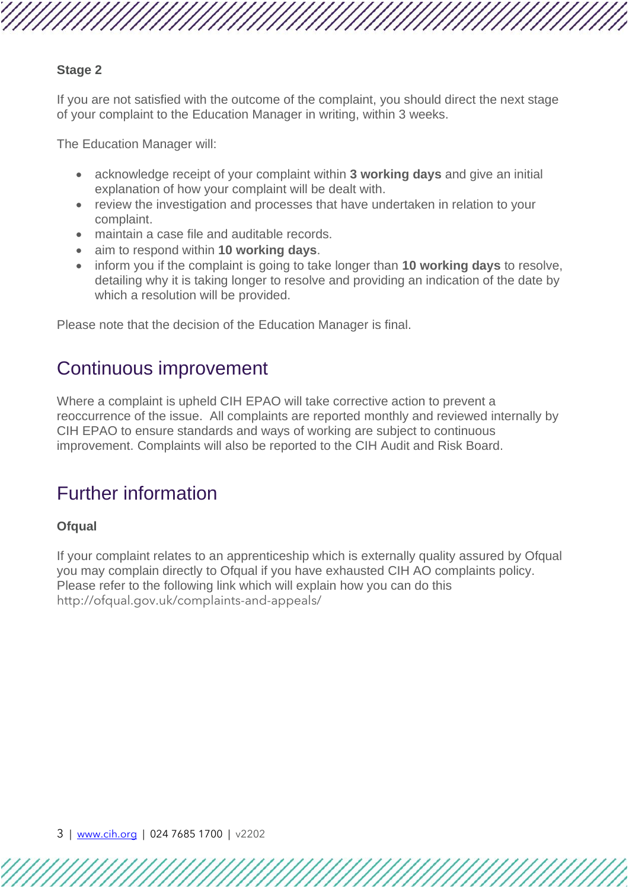**Stage 2**

If you are not satisfied with the outcome of the complaint, you should direct the next stage of your complaint to the Education Manager in writing, within 3 weeks.

The Education Manager will:

- acknowledge receipt of your complaint within **3 working days** and give an initial explanation of how your complaint will be dealt with.
- review the investigation and processes that have undertaken in relation to your complaint.
- maintain a case file and auditable records.
- aim to respond within **10 working days**.
- inform you if the complaint is going to take longer than **10 working days** to resolve, detailing why it is taking longer to resolve and providing an indication of the date by which a resolution will be provided.

Please note that the decision of the Education Manager is final.

## Continuous improvement

Where a complaint is upheld CIH EPAO will take corrective action to prevent a reoccurrence of the issue. All complaints are reported monthly and reviewed internally by CIH EPAO to ensure standards and ways of working are subject to continuous improvement. Complaints will also be reported to the CIH Audit and Risk Board.

## Further information

**Ofqual**

If your complaint relates to an apprenticeship which is externally quality assured by Ofqual you may complain directly to Ofqual if you have exhausted CIH AO complaints policy. Please refer to the following link which will explain how you can do this http://ofqual.gov.uk/complaints-and-appeals/